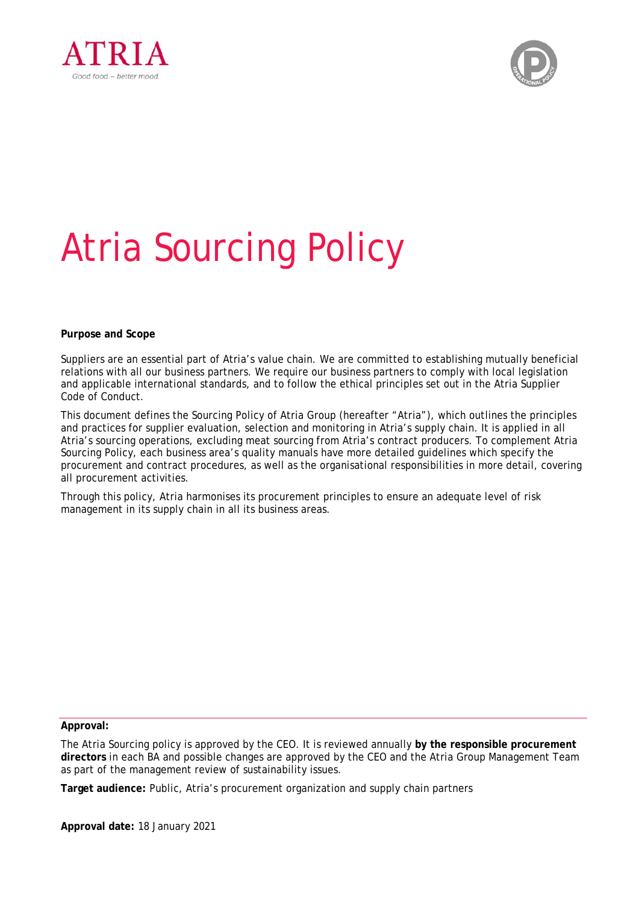# Atria Sourcing Policy

**Purpose and Scope**

Suppliers are an essential part of Atria's value chain. We are committed to establishing mutually beneficial relations with all our business partners. We require our business partners to comply with local legislation and applicable international standards, and to follow the ethical principles set out in the Atria Supplier Code of Conduct.

This document defines the Sourcing Policy of Atria Group (hereafter "Atria"), which outlines the principles and practices for supplier evaluation, selection and monitoring in Atria's supply chain. It is applied in all Atria's sourcing operations, excluding meat sourcing from Atria's contract producers. To complement Atria Sourcing Policy, each business area's quality manuals have more detailed guidelines which specify the procurement and contract procedures, as well as the organisational responsibilities in more detail, covering all procurement activities.

Through this policy, Atria harmonises its procurement principles to ensure an adequate level of risk management in its supply chain in all its business areas.

---

**Approval:**

The Atria Sourcing policy is approved by the CEO. It is reviewed annually **by the responsible procurement directors** in each BA and possible changes are approved by the CEO and the Atria Group Management Team as part of the management review of sustainability issues.

**Target audience:** Public, Atria's procurement organization and supply chain partners

**Approval date:** 18 January 2021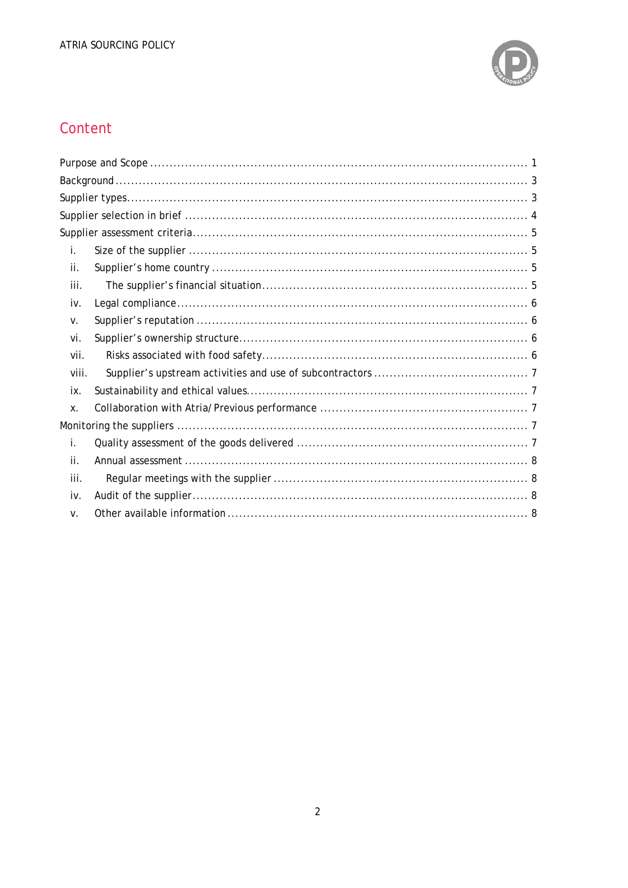# Content

Purpose and Scope ........................................................................................ 1
Background ................................................................................................ 3
Supplier types.............................................................................................. 3
Supplier selection in brief ............................................................................ 4
Supplier assessment criteria........................................................................ 5
- i. Size of the supplier ............................................................................ 5
- ii. Supplier's home country .................................................................... 5
- iii. The supplier's financial situation........................................................ 5
- iv. Legal compliance.............................................................................. 6
- v. Supplier's reputation ......................................................................... 6
- vi. Supplier's ownership structure........................................................... 6
- vii. Risks associated with food safety........................................................ 6
- viii. Supplier's upstream activities and use of subcontractors ....................... 7
- ix. Sustainability and ethical values.......................................................... 7
- x. Collaboration with Atria/Previous performance ..................................... 7

Monitoring the suppliers .............................................................................. 7
- i. Quality assessment of the goods delivered ........................................... 7
- ii. Annual assessment ........................................................................... 8
- iii. Regular meetings with the supplier ..................................................... 8
- iv. Audit of the supplier.......................................................................... 8
- v. Other available information ................................................................ 8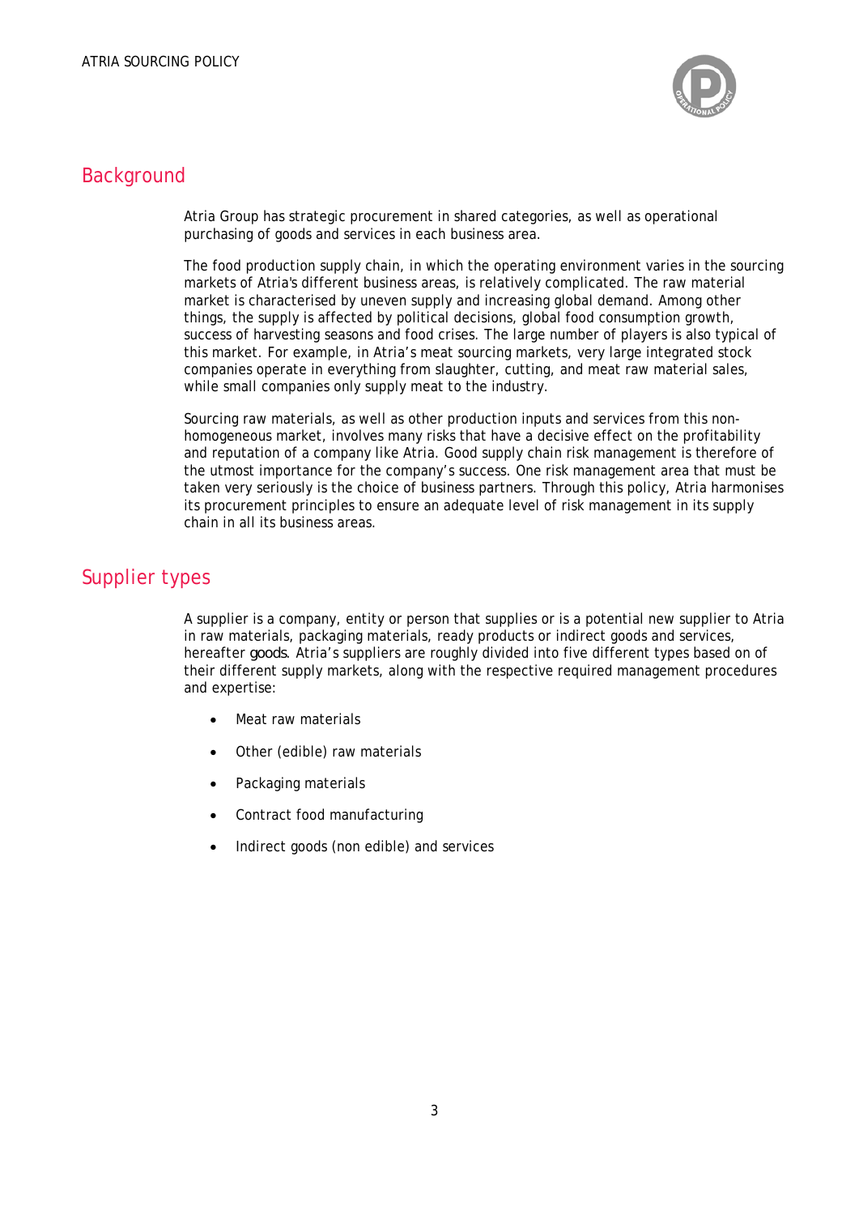## Background

Atria Group has strategic procurement in shared categories, as well as operational purchasing of goods and services in each business area.

The food production supply chain, in which the operating environment varies in the sourcing markets of Atria's different business areas, is relatively complicated. The raw material market is characterised by uneven supply and increasing global demand. Among other things, the supply is affected by political decisions, global food consumption growth, success of harvesting seasons and food crises. The large number of players is also typical of this market. For example, in Atria's meat sourcing markets, very large integrated stock companies operate in everything from slaughter, cutting, and meat raw material sales, while small companies only supply meat to the industry.

Sourcing raw materials, as well as other production inputs and services from this non-homogeneous market, involves many risks that have a decisive effect on the profitability and reputation of a company like Atria. Good supply chain risk management is therefore of the utmost importance for the company's success. One risk management area that must be taken very seriously is the choice of business partners. Through this policy, Atria harmonises its procurement principles to ensure an adequate level of risk management in its supply chain in all its business areas.

## Supplier types

A supplier is a company, entity or person that supplies or is a potential new supplier to Atria in raw materials, packaging materials, ready products or indirect goods and services, hereafter *goods*. Atria's suppliers are roughly divided into five different types based on of their different supply markets, along with the respective required management procedures and expertise:

- Meat raw materials
- Other (edible) raw materials
- Packaging materials
- Contract food manufacturing
- Indirect goods (non edible) and services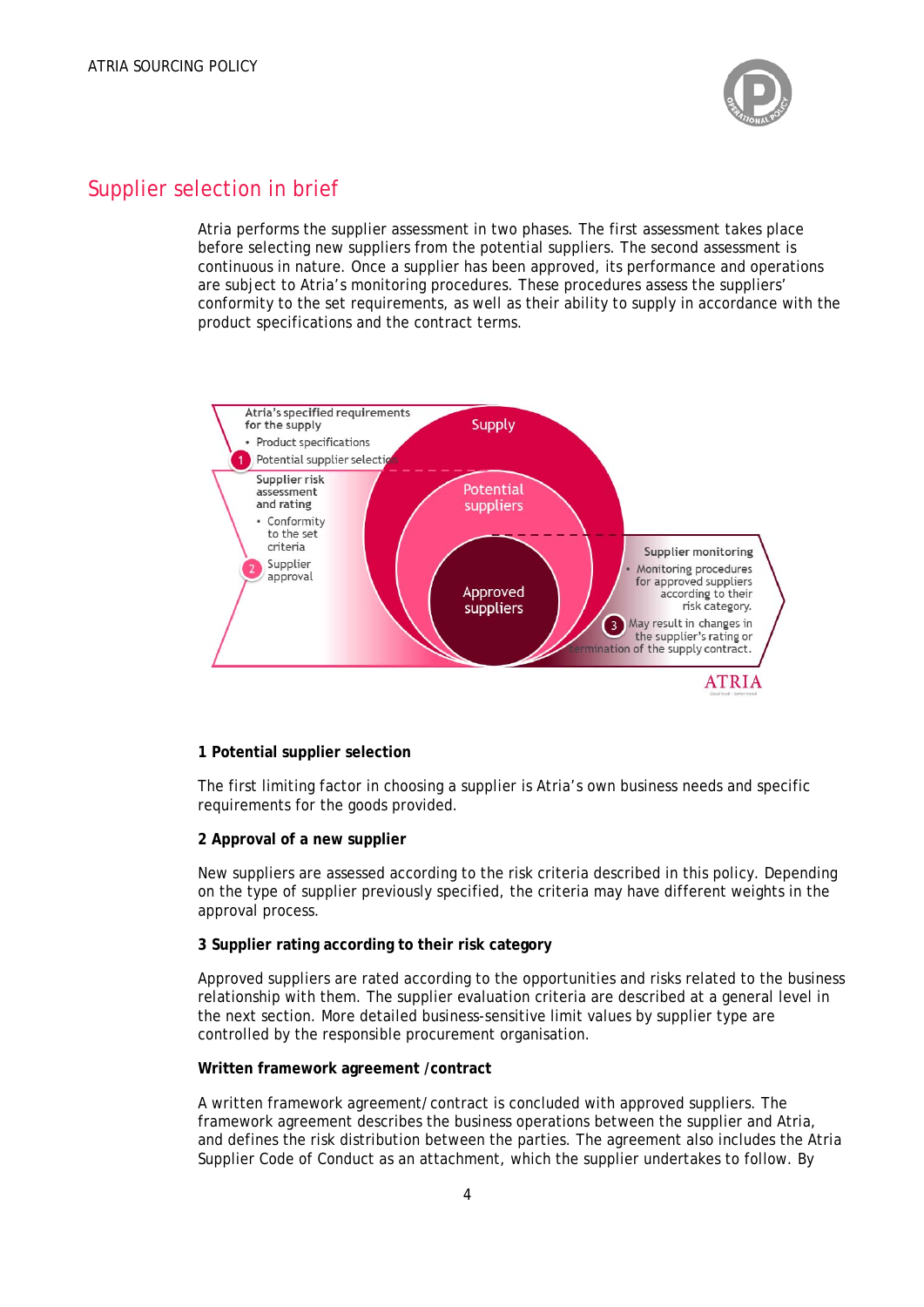## Supplier selection in brief

Atria performs the supplier assessment in two phases. The first assessment takes place before selecting new suppliers from the potential suppliers. The second assessment is continuous in nature. Once a supplier has been approved, its performance and operations are subject to Atria's monitoring procedures. These procedures assess the suppliers' conformity to the set requirements, as well as their ability to supply in accordance with the product specifications and the contract terms.

Atria's specified requirements for the supply

- Product specifications

1 Potential supplier selection

Supplier risk assessment and rating

- Conformity to the set criteria

2 Supplier approval

Supply

Potential suppliers

Approved suppliers

Supplier monitoring

- Monitoring procedures for approved suppliers according to their risk category.

3 May result in changes in the supplier's rating or termination of the supply contract.

ATRIA

**1 Potential supplier selection**

The first limiting factor in choosing a supplier is Atria's own business needs and specific requirements for the goods provided.

**2 Approval of a new supplier**

New suppliers are assessed according to the risk criteria described in this policy. Depending on the type of supplier previously specified, the criteria may have different weights in the approval process.

**3 Supplier rating according to their risk category**

Approved suppliers are rated according to the opportunities and risks related to the business relationship with them. The supplier evaluation criteria are described at a general level in the next section. More detailed business-sensitive limit values by supplier type are controlled by the responsible procurement organisation.

**Written framework agreement /contract**

A written framework agreement/contract is concluded with approved suppliers. The framework agreement describes the business operations between the supplier and Atria, and defines the risk distribution between the parties. The agreement also includes the Atria Supplier Code of Conduct as an attachment, which the supplier undertakes to follow. By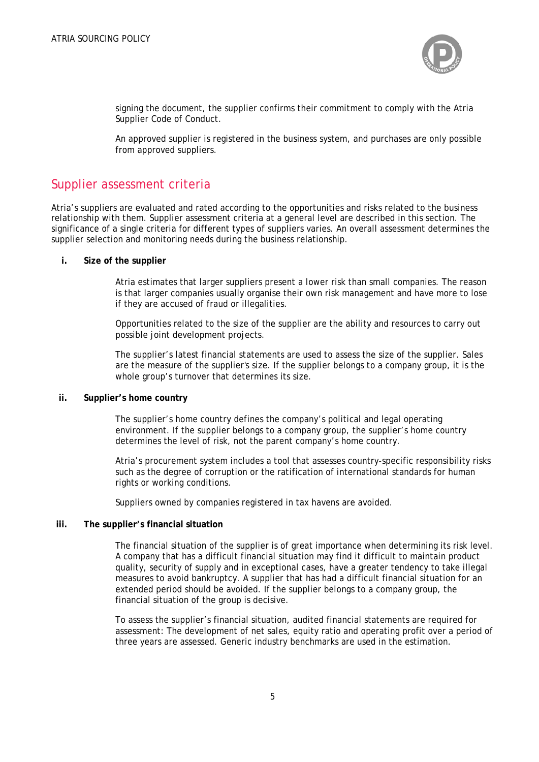signing the document, the supplier confirms their commitment to comply with the Atria Supplier Code of Conduct.

An approved supplier is registered in the business system, and purchases are only possible from approved suppliers.

## Supplier assessment criteria

Atria's suppliers are evaluated and rated according to the opportunities and risks related to the business relationship with them. Supplier assessment criteria at a general level are described in this section. The significance of a single criteria for different types of suppliers varies. An overall assessment determines the supplier selection and monitoring needs during the business relationship.

### i. Size of the supplier

Atria estimates that larger suppliers present a lower risk than small companies. The reason is that larger companies usually organise their own risk management and have more to lose if they are accused of fraud or illegalities.

Opportunities related to the size of the supplier are the ability and resources to carry out possible joint development projects.

The supplier's latest financial statements are used to assess the size of the supplier. Sales are the measure of the supplier's size. If the supplier belongs to a company group, it is the whole group's turnover that determines its size.

### ii. Supplier's home country

The supplier's home country defines the company's political and legal operating environment. If the supplier belongs to a company group, the supplier's home country determines the level of risk, not the parent company's home country.

Atria's procurement system includes a tool that assesses country-specific responsibility risks such as the degree of corruption or the ratification of international standards for human rights or working conditions.

Suppliers owned by companies registered in tax havens are avoided.

### iii. The supplier's financial situation

The financial situation of the supplier is of great importance when determining its risk level. A company that has a difficult financial situation may find it difficult to maintain product quality, security of supply and in exceptional cases, have a greater tendency to take illegal measures to avoid bankruptcy. A supplier that has had a difficult financial situation for an extended period should be avoided. If the supplier belongs to a company group, the financial situation of the group is decisive.

To assess the supplier's financial situation, audited financial statements are required for assessment: The development of net sales, equity ratio and operating profit over a period of three years are assessed. Generic industry benchmarks are used in the estimation.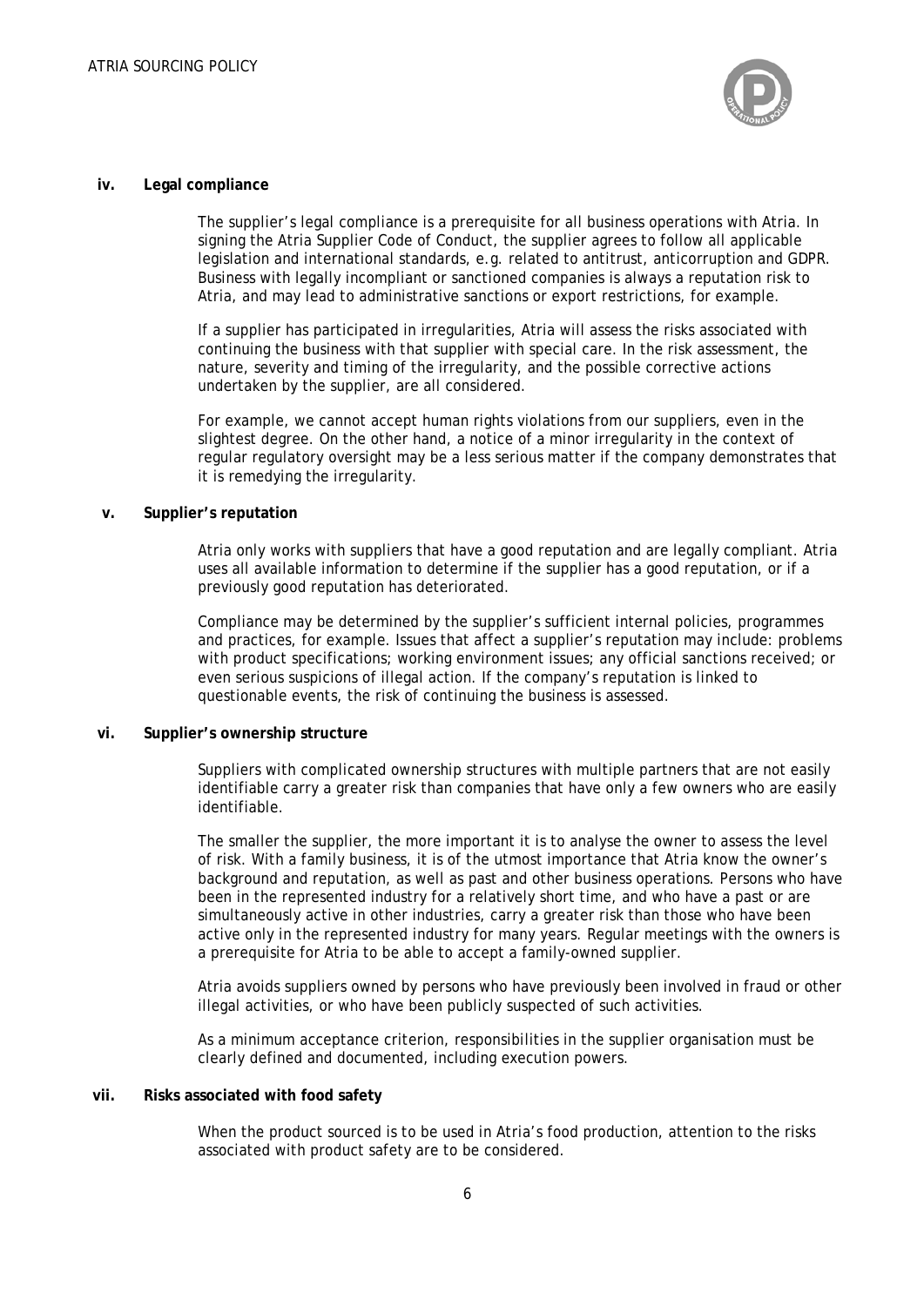**iv. Legal compliance**

The supplier's legal compliance is a prerequisite for all business operations with Atria. In signing the Atria Supplier Code of Conduct, the supplier agrees to follow all applicable legislation and international standards, e.g. related to antitrust, anticorruption and GDPR. Business with legally incompliant or sanctioned companies is always a reputation risk to Atria, and may lead to administrative sanctions or export restrictions, for example.

If a supplier has participated in irregularities, Atria will assess the risks associated with continuing the business with that supplier with special care. In the risk assessment, the nature, severity and timing of the irregularity, and the possible corrective actions undertaken by the supplier, are all considered.

For example, we cannot accept human rights violations from our suppliers, even in the slightest degree. On the other hand, a notice of a minor irregularity in the context of regular regulatory oversight may be a less serious matter if the company demonstrates that it is remedying the irregularity.

**v. Supplier's reputation**

Atria only works with suppliers that have a good reputation and are legally compliant. Atria uses all available information to determine if the supplier has a good reputation, or if a previously good reputation has deteriorated.

Compliance may be determined by the supplier's sufficient internal policies, programmes and practices, for example. Issues that affect a supplier's reputation may include: problems with product specifications; working environment issues; any official sanctions received; or even serious suspicions of illegal action. If the company's reputation is linked to questionable events, the risk of continuing the business is assessed.

**vi. Supplier's ownership structure**

Suppliers with complicated ownership structures with multiple partners that are not easily identifiable carry a greater risk than companies that have only a few owners who are easily identifiable.

The smaller the supplier, the more important it is to analyse the owner to assess the level of risk. With a family business, it is of the utmost importance that Atria know the owner's background and reputation, as well as past and other business operations. Persons who have been in the represented industry for a relatively short time, and who have a past or are simultaneously active in other industries, carry a greater risk than those who have been active only in the represented industry for many years. Regular meetings with the owners is a prerequisite for Atria to be able to accept a family-owned supplier.

Atria avoids suppliers owned by persons who have previously been involved in fraud or other illegal activities, or who have been publicly suspected of such activities.

As a minimum acceptance criterion, responsibilities in the supplier organisation must be clearly defined and documented, including execution powers.

**vii. Risks associated with food safety**

When the product sourced is to be used in Atria's food production, attention to the risks associated with product safety are to be considered.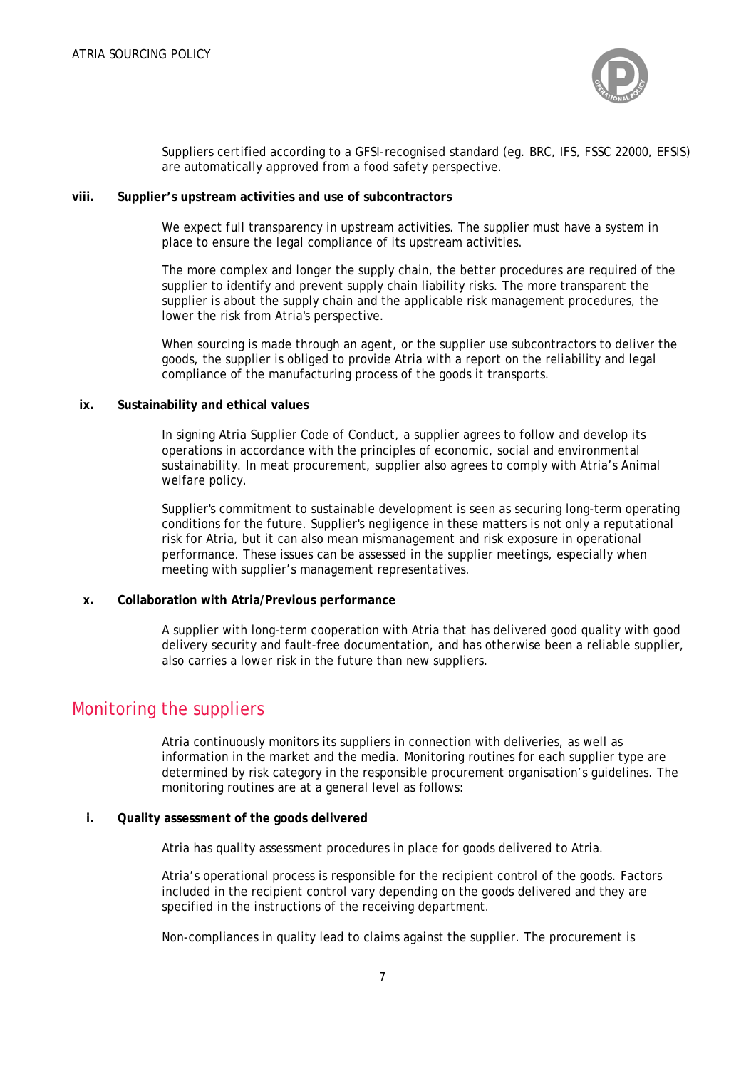Suppliers certified according to a GFSI-recognised standard (eg. BRC, IFS, FSSC 22000, EFSIS) are automatically approved from a food safety perspective.

**viii. Supplier's upstream activities and use of subcontractors**

We expect full transparency in upstream activities. The supplier must have a system in place to ensure the legal compliance of its upstream activities.

The more complex and longer the supply chain, the better procedures are required of the supplier to identify and prevent supply chain liability risks. The more transparent the supplier is about the supply chain and the applicable risk management procedures, the lower the risk from Atria's perspective.

When sourcing is made through an agent, or the supplier use subcontractors to deliver the goods, the supplier is obliged to provide Atria with a report on the reliability and legal compliance of the manufacturing process of the goods it transports.

**ix. Sustainability and ethical values**

In signing Atria Supplier Code of Conduct, a supplier agrees to follow and develop its operations in accordance with the principles of economic, social and environmental sustainability. In meat procurement, supplier also agrees to comply with Atria's Animal welfare policy.

Supplier's commitment to sustainable development is seen as securing long-term operating conditions for the future. Supplier's negligence in these matters is not only a reputational risk for Atria, but it can also mean mismanagement and risk exposure in operational performance. These issues can be assessed in the supplier meetings, especially when meeting with supplier's management representatives.

**x. Collaboration with Atria/Previous performance**

A supplier with long-term cooperation with Atria that has delivered good quality with good delivery security and fault-free documentation, and has otherwise been a reliable supplier, also carries a lower risk in the future than new suppliers.

## Monitoring the suppliers

Atria continuously monitors its suppliers in connection with deliveries, as well as information in the market and the media. Monitoring routines for each supplier type are determined by risk category in the responsible procurement organisation's guidelines. The monitoring routines are at a general level as follows:

**i. Quality assessment of the goods delivered**

Atria has quality assessment procedures in place for goods delivered to Atria.

Atria's operational process is responsible for the recipient control of the goods. Factors included in the recipient control vary depending on the goods delivered and they are specified in the instructions of the receiving department.

Non-compliances in quality lead to claims against the supplier. The procurement is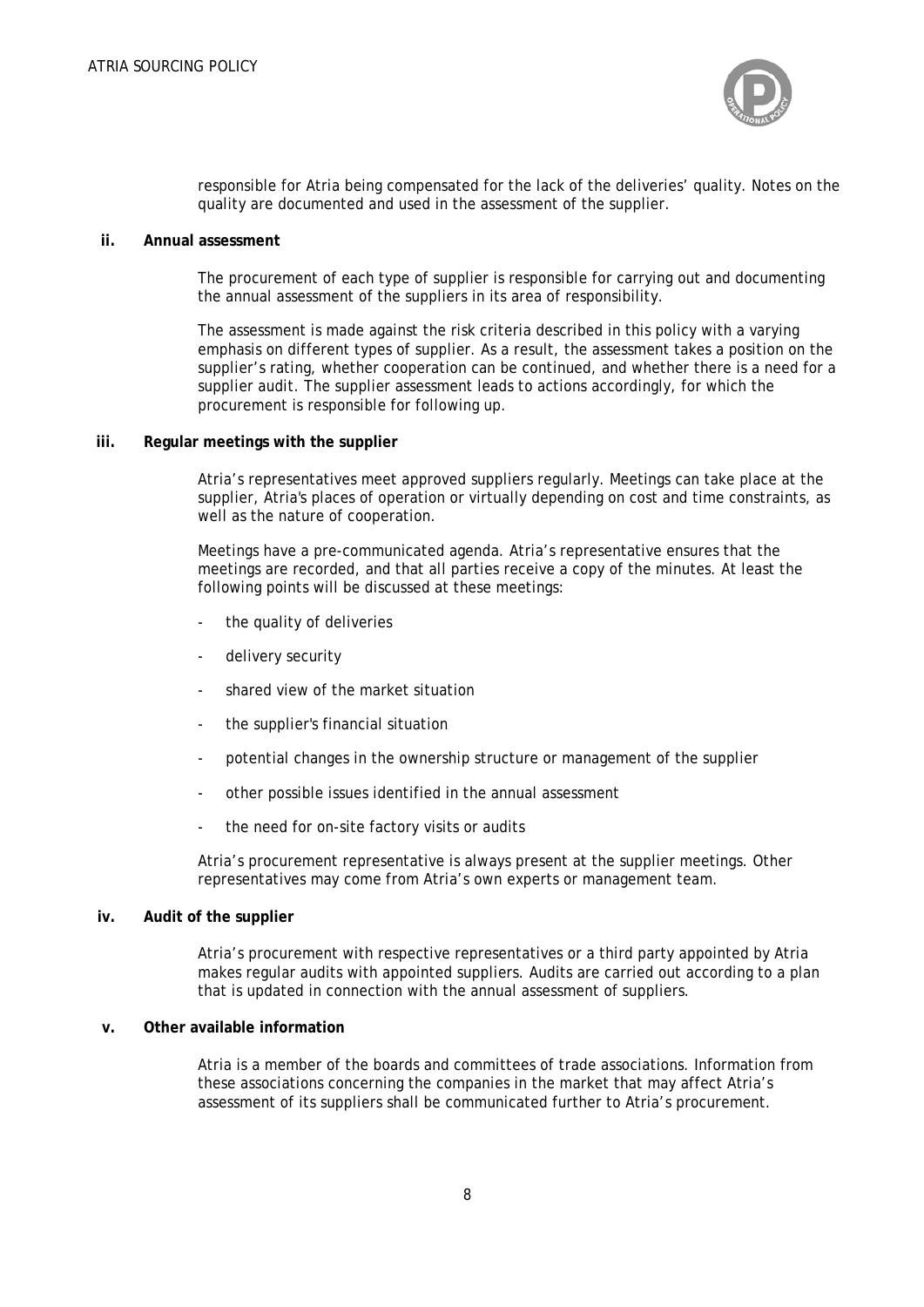responsible for Atria being compensated for the lack of the deliveries' quality. Notes on the quality are documented and used in the assessment of the supplier.

**ii. Annual assessment**

The procurement of each type of supplier is responsible for carrying out and documenting the annual assessment of the suppliers in its area of responsibility.

The assessment is made against the risk criteria described in this policy with a varying emphasis on different types of supplier. As a result, the assessment takes a position on the supplier's rating, whether cooperation can be continued, and whether there is a need for a supplier audit. The supplier assessment leads to actions accordingly, for which the procurement is responsible for following up.

**iii. Regular meetings with the supplier**

Atria's representatives meet approved suppliers regularly. Meetings can take place at the supplier, Atria's places of operation or virtually depending on cost and time constraints, as well as the nature of cooperation.

Meetings have a pre-communicated agenda. Atria's representative ensures that the meetings are recorded, and that all parties receive a copy of the minutes. At least the following points will be discussed at these meetings:

- the quality of deliveries
- delivery security
- shared view of the market situation
- the supplier's financial situation
- potential changes in the ownership structure or management of the supplier
- other possible issues identified in the annual assessment
- the need for on-site factory visits or audits

Atria's procurement representative is always present at the supplier meetings. Other representatives may come from Atria's own experts or management team.

**iv. Audit of the supplier**

Atria's procurement with respective representatives or a third party appointed by Atria makes regular audits with appointed suppliers. Audits are carried out according to a plan that is updated in connection with the annual assessment of suppliers.

**v. Other available information**

Atria is a member of the boards and committees of trade associations. Information from these associations concerning the companies in the market that may affect Atria's assessment of its suppliers shall be communicated further to Atria's procurement.